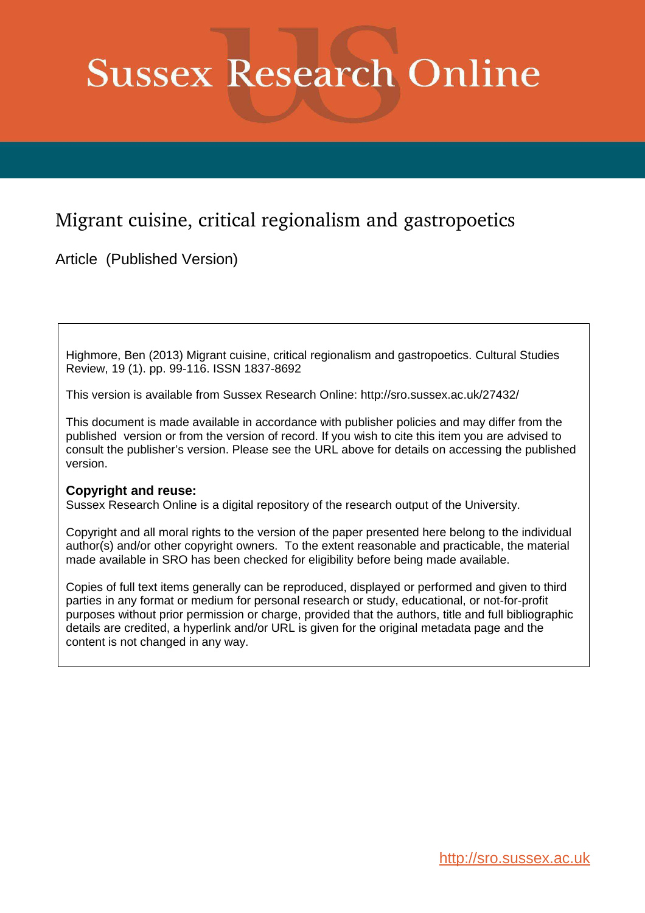# Sussex Research Online

## Migrant cuisine, critical regionalism and gastropoetics

Article (Published Version)

Highmore, Ben (2013) Migrant cuisine, critical regionalism and gastropoetics. Cultural Studies Review, 19 (1). pp. 99-116. ISSN 1837-8692

This version is available from Sussex Research Online: http://sro.sussex.ac.uk/27432/

This document is made available in accordance with publisher policies and may differ from the published version or from the version of record. If you wish to cite this item you are advised to consult the publisher's version. Please see the URL above for details on accessing the published version.

**Copyright and reuse:**
Sussex Research Online is a digital repository of the research output of the University.

Copyright and all moral rights to the version of the paper presented here belong to the individual author(s) and/or other copyright owners. To the extent reasonable and practicable, the material made available in SRO has been checked for eligibility before being made available.

Copies of full text items generally can be reproduced, displayed or performed and given to third parties in any format or medium for personal research or study, educational, or not-for-profit purposes without prior permission or charge, provided that the authors, title and full bibliographic details are credited, a hyperlink and/or URL is given for the original metadata page and the content is not changed in any way.

http://sro.sussex.ac.uk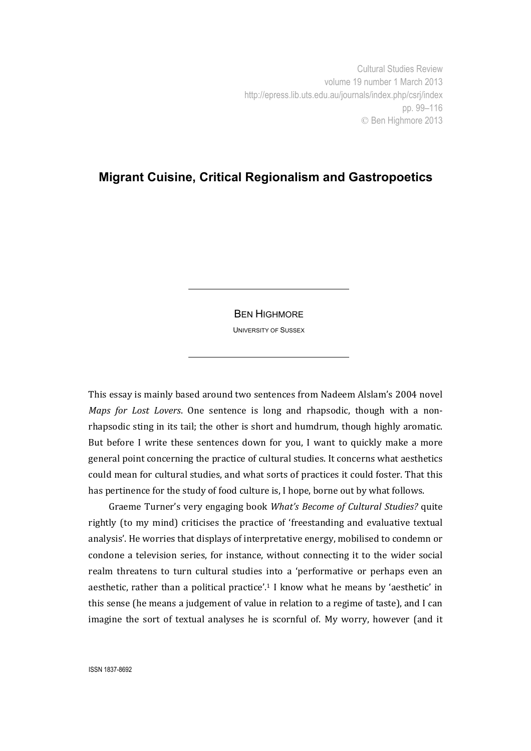# Migrant Cuisine, Critical Regionalism and Gastropoetics

BEN HIGHMORE

UNIVERSITY OF SUSSEX

This essay is mainly based around two sentences from Nadeem Alslam's 2004 novel *Maps for Lost Lovers*. One sentence is long and rhapsodic, though with a non-rhapsodic sting in its tail; the other is short and humdrum, though highly aromatic. But before I write these sentences down for you, I want to quickly make a more general point concerning the practice of cultural studies. It concerns what aesthetics could mean for cultural studies, and what sorts of practices it could foster. That this has pertinence for the study of food culture is, I hope, borne out by what follows.

Graeme Turner's very engaging book *What's Become of Cultural Studies?* quite rightly (to my mind) criticises the practice of 'freestanding and evaluative textual analysis'. He worries that displays of interpretative energy, mobilised to condemn or condone a television series, for instance, without connecting it to the wider social realm threatens to turn cultural studies into a 'performative or perhaps even an aesthetic, rather than a political practice'.[1] I know what he means by 'aesthetic' in this sense (he means a judgement of value in relation to a regime of taste), and I can imagine the sort of textual analyses he is scornful of. My worry, however (and it

ISSN 1837-8692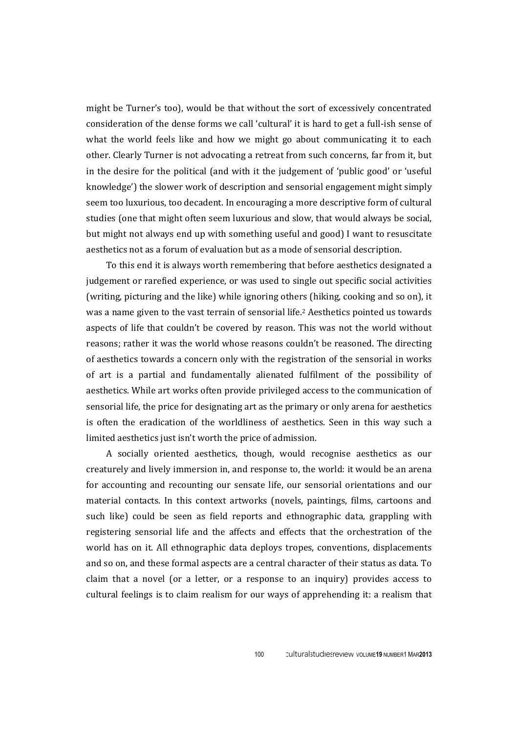might be Turner's too), would be that without the sort of excessively concentrated consideration of the dense forms we call 'cultural' it is hard to get a full-ish sense of what the world feels like and how we might go about communicating it to each other. Clearly Turner is not advocating a retreat from such concerns, far from it, but in the desire for the political (and with it the judgement of 'public good' or 'useful knowledge') the slower work of description and sensorial engagement might simply seem too luxurious, too decadent. In encouraging a more descriptive form of cultural studies (one that might often seem luxurious and slow, that would always be social, but might not always end up with something useful and good) I want to resuscitate aesthetics not as a forum of evaluation but as a mode of sensorial description.

To this end it is always worth remembering that before aesthetics designated a judgement or rarefied experience, or was used to single out specific social activities (writing, picturing and the like) while ignoring others (hiking, cooking and so on), it was a name given to the vast terrain of sensorial life.[2] Aesthetics pointed us towards aspects of life that couldn't be covered by reason. This was not the world without reasons; rather it was the world whose reasons couldn't be reasoned. The directing of aesthetics towards a concern only with the registration of the sensorial in works of art is a partial and fundamentally alienated fulfilment of the possibility of aesthetics. While art works often provide privileged access to the communication of sensorial life, the price for designating art as the primary or only arena for aesthetics is often the eradication of the worldliness of aesthetics. Seen in this way such a limited aesthetics just isn't worth the price of admission.

A socially oriented aesthetics, though, would recognise aesthetics as our creaturely and lively immersion in, and response to, the world: it would be an arena for accounting and recounting our sensate life, our sensorial orientations and our material contacts. In this context artworks (novels, paintings, films, cartoons and such like) could be seen as field reports and ethnographic data, grappling with registering sensorial life and the affects and effects that the orchestration of the world has on it. All ethnographic data deploys tropes, conventions, displacements and so on, and these formal aspects are a central character of their status as data. To claim that a novel (or a letter, or a response to an inquiry) provides access to cultural feelings is to claim realism for our ways of apprehending it: a realism that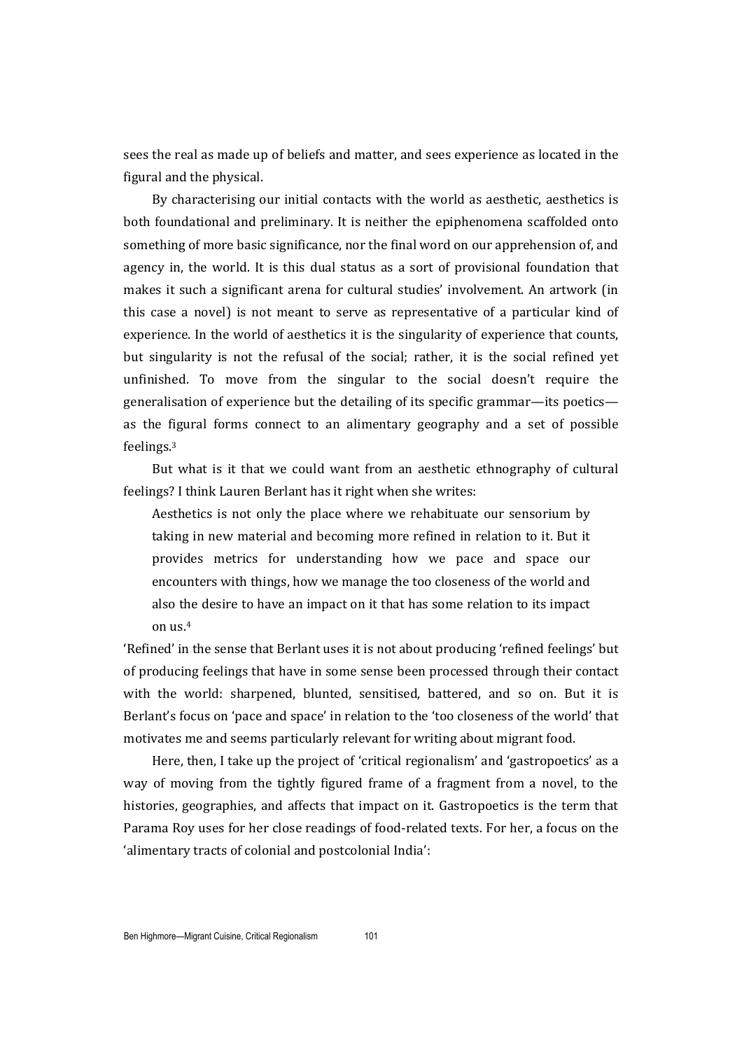sees the real as made up of beliefs and matter, and sees experience as located in the figural and the physical.

By characterising our initial contacts with the world as aesthetic, aesthetics is both foundational and preliminary. It is neither the epiphenomena scaffolded onto something of more basic significance, nor the final word on our apprehension of, and agency in, the world. It is this dual status as a sort of provisional foundation that makes it such a significant arena for cultural studies' involvement. An artwork (in this case a novel) is not meant to serve as representative of a particular kind of experience. In the world of aesthetics it is the singularity of experience that counts, but singularity is not the refusal of the social; rather, it is the social refined yet unfinished. To move from the singular to the social doesn't require the generalisation of experience but the detailing of its specific grammar—its poetics—as the figural forms connect to an alimentary geography and a set of possible feelings.[3]

But what is it that we could want from an aesthetic ethnography of cultural feelings? I think Lauren Berlant has it right when she writes:

> Aesthetics is not only the place where we rehabituate our sensorium by taking in new material and becoming more refined in relation to it. But it provides metrics for understanding how we pace and space our encounters with things, how we manage the too closeness of the world and also the desire to have an impact on it that has some relation to its impact on us.[4]

'Refined' in the sense that Berlant uses it is not about producing 'refined feelings' but of producing feelings that have in some sense been processed through their contact with the world: sharpened, blunted, sensitised, battered, and so on. But it is Berlant's focus on 'pace and space' in relation to the 'too closeness of the world' that motivates me and seems particularly relevant for writing about migrant food.

Here, then, I take up the project of 'critical regionalism' and 'gastropoetics' as a way of moving from the tightly figured frame of a fragment from a novel, to the histories, geographies, and affects that impact on it. Gastropoetics is the term that Parama Roy uses for her close readings of food-related texts. For her, a focus on the 'alimentary tracts of colonial and postcolonial India':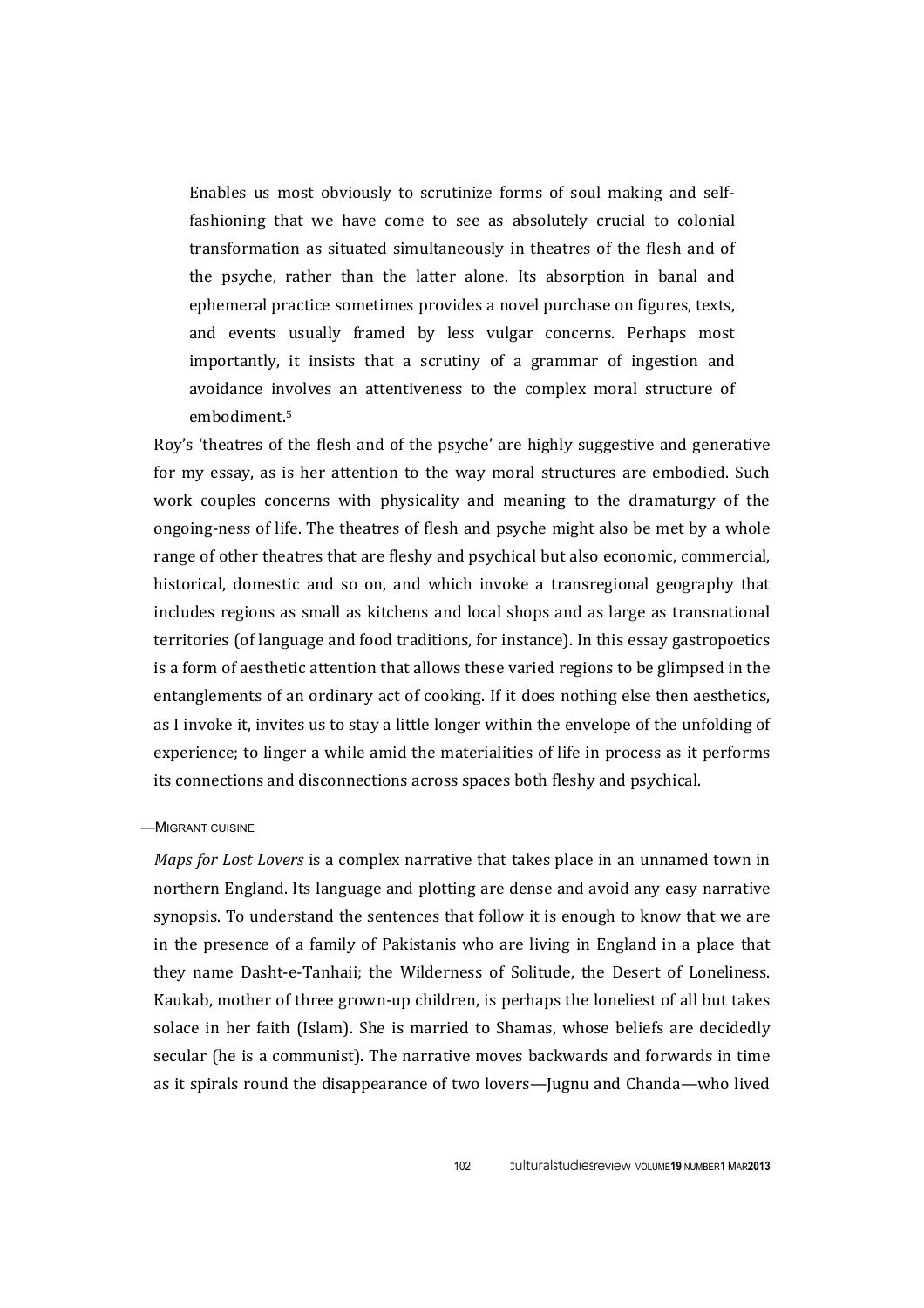> Enables us most obviously to scrutinize forms of soul making and self-fashioning that we have come to see as absolutely crucial to colonial transformation as situated simultaneously in theatres of the flesh and of the psyche, rather than the latter alone. Its absorption in banal and ephemeral practice sometimes provides a novel purchase on figures, texts, and events usually framed by less vulgar concerns. Perhaps most importantly, it insists that a scrutiny of a grammar of ingestion and avoidance involves an attentiveness to the complex moral structure of embodiment.[5]

Roy's 'theatres of the flesh and of the psyche' are highly suggestive and generative for my essay, as is her attention to the way moral structures are embodied. Such work couples concerns with physicality and meaning to the dramaturgy of the ongoing-ness of life. The theatres of flesh and psyche might also be met by a whole range of other theatres that are fleshy and psychical but also economic, commercial, historical, domestic and so on, and which invoke a transregional geography that includes regions as small as kitchens and local shops and as large as transnational territories (of language and food traditions, for instance). In this essay gastropoetics is a form of aesthetic attention that allows these varied regions to be glimpsed in the entanglements of an ordinary act of cooking. If it does nothing else then aesthetics, as I invoke it, invites us to stay a little longer within the envelope of the unfolding of experience; to linger a while amid the materialities of life in process as it performs its connections and disconnections across spaces both fleshy and psychical.

## —MIGRANT CUISINE

*Maps for Lost Lovers* is a complex narrative that takes place in an unnamed town in northern England. Its language and plotting are dense and avoid any easy narrative synopsis. To understand the sentences that follow it is enough to know that we are in the presence of a family of Pakistanis who are living in England in a place that they name Dasht-e-Tanhaii; the Wilderness of Solitude, the Desert of Loneliness. Kaukab, mother of three grown-up children, is perhaps the loneliest of all but takes solace in her faith (Islam). She is married to Shamas, whose beliefs are decidedly secular (he is a communist). The narrative moves backwards and forwards in time as it spirals round the disappearance of two lovers—Jugnu and Chanda—who lived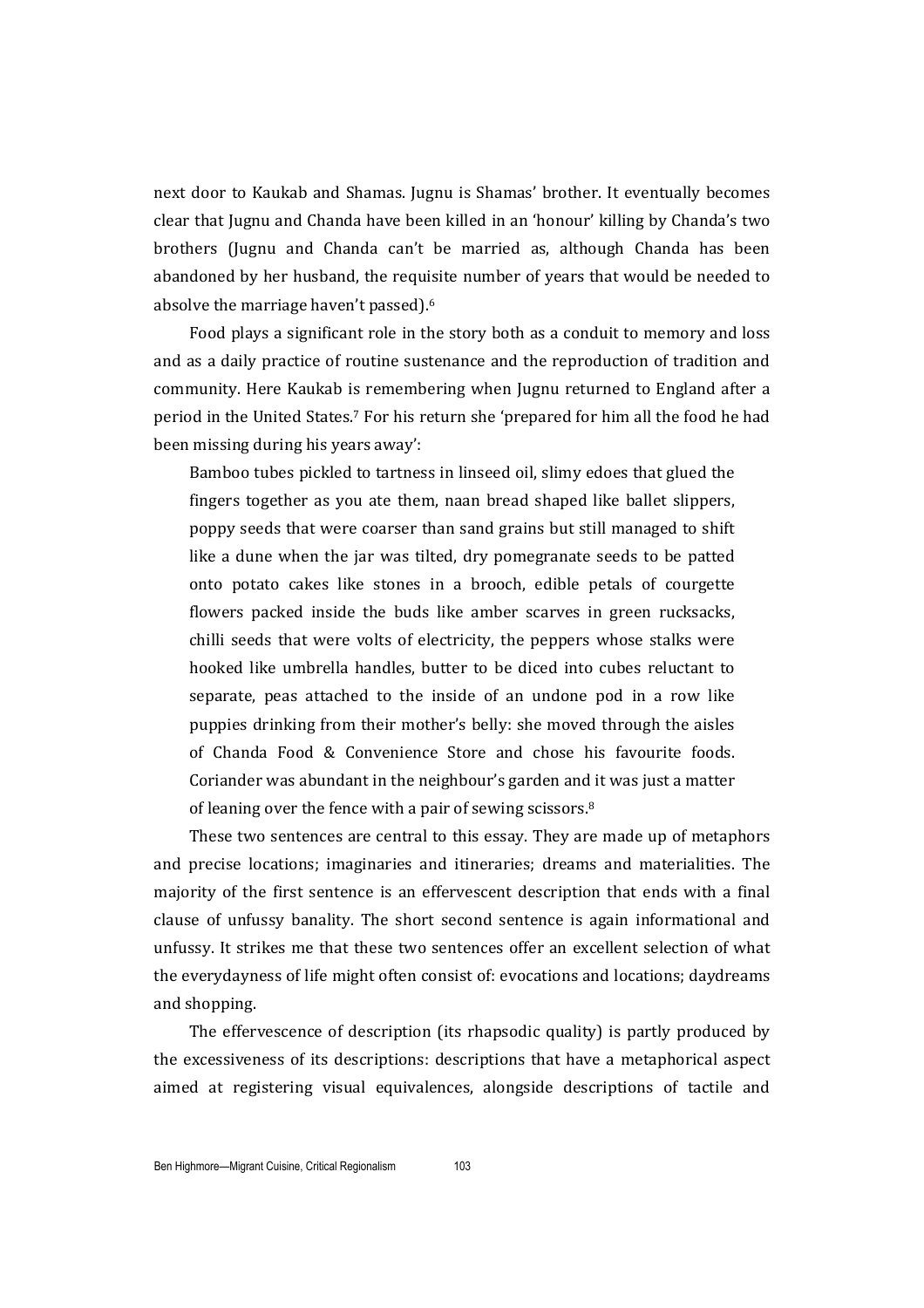next door to Kaukab and Shamas. Jugnu is Shamas' brother. It eventually becomes clear that Jugnu and Chanda have been killed in an 'honour' killing by Chanda's two brothers (Jugnu and Chanda can't be married as, although Chanda has been abandoned by her husband, the requisite number of years that would be needed to absolve the marriage haven't passed).[6]

Food plays a significant role in the story both as a conduit to memory and loss and as a daily practice of routine sustenance and the reproduction of tradition and community. Here Kaukab is remembering when Jugnu returned to England after a period in the United States.[7] For his return she 'prepared for him all the food he had been missing during his years away':

> Bamboo tubes pickled to tartness in linseed oil, slimy edoes that glued the fingers together as you ate them, naan bread shaped like ballet slippers, poppy seeds that were coarser than sand grains but still managed to shift like a dune when the jar was tilted, dry pomegranate seeds to be patted onto potato cakes like stones in a brooch, edible petals of courgette flowers packed inside the buds like amber scarves in green rucksacks, chilli seeds that were volts of electricity, the peppers whose stalks were hooked like umbrella handles, butter to be diced into cubes reluctant to separate, peas attached to the inside of an undone pod in a row like puppies drinking from their mother's belly: she moved through the aisles of Chanda Food & Convenience Store and chose his favourite foods. Coriander was abundant in the neighbour's garden and it was just a matter of leaning over the fence with a pair of sewing scissors.[8]

These two sentences are central to this essay. They are made up of metaphors and precise locations; imaginaries and itineraries; dreams and materialities. The majority of the first sentence is an effervescent description that ends with a final clause of unfussy banality. The short second sentence is again informational and unfussy. It strikes me that these two sentences offer an excellent selection of what the everydayness of life might often consist of: evocations and locations; daydreams and shopping.

The effervescence of description (its rhapsodic quality) is partly produced by the excessiveness of its descriptions: descriptions that have a metaphorical aspect aimed at registering visual equivalences, alongside descriptions of tactile and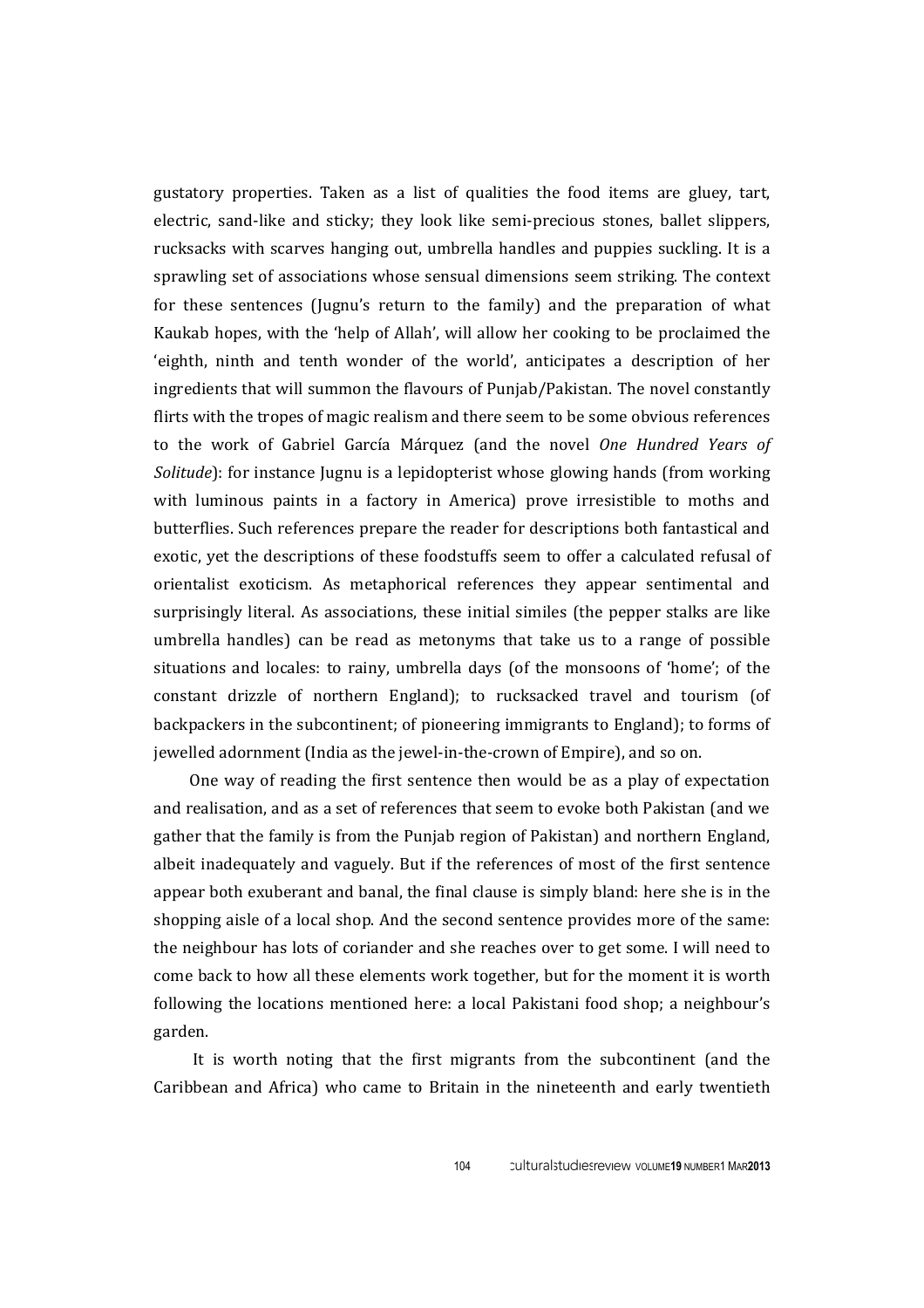gustatory properties. Taken as a list of qualities the food items are gluey, tart, electric, sand-like and sticky; they look like semi-precious stones, ballet slippers, rucksacks with scarves hanging out, umbrella handles and puppies suckling. It is a sprawling set of associations whose sensual dimensions seem striking. The context for these sentences (Jugnu's return to the family) and the preparation of what Kaukab hopes, with the 'help of Allah', will allow her cooking to be proclaimed the 'eighth, ninth and tenth wonder of the world', anticipates a description of her ingredients that will summon the flavours of Punjab/Pakistan. The novel constantly flirts with the tropes of magic realism and there seem to be some obvious references to the work of Gabriel García Márquez (and the novel *One Hundred Years of Solitude*): for instance Jugnu is a lepidopterist whose glowing hands (from working with luminous paints in a factory in America) prove irresistible to moths and butterflies. Such references prepare the reader for descriptions both fantastical and exotic, yet the descriptions of these foodstuffs seem to offer a calculated refusal of orientalist exoticism. As metaphorical references they appear sentimental and surprisingly literal. As associations, these initial similes (the pepper stalks are like umbrella handles) can be read as metonyms that take us to a range of possible situations and locales: to rainy, umbrella days (of the monsoons of 'home'; of the constant drizzle of northern England); to rucksacked travel and tourism (of backpackers in the subcontinent; of pioneering immigrants to England); to forms of jewelled adornment (India as the jewel-in-the-crown of Empire), and so on.

One way of reading the first sentence then would be as a play of expectation and realisation, and as a set of references that seem to evoke both Pakistan (and we gather that the family is from the Punjab region of Pakistan) and northern England, albeit inadequately and vaguely. But if the references of most of the first sentence appear both exuberant and banal, the final clause is simply bland: here she is in the shopping aisle of a local shop. And the second sentence provides more of the same: the neighbour has lots of coriander and she reaches over to get some. I will need to come back to how all these elements work together, but for the moment it is worth following the locations mentioned here: a local Pakistani food shop; a neighbour's garden.

It is worth noting that the first migrants from the subcontinent (and the Caribbean and Africa) who came to Britain in the nineteenth and early twentieth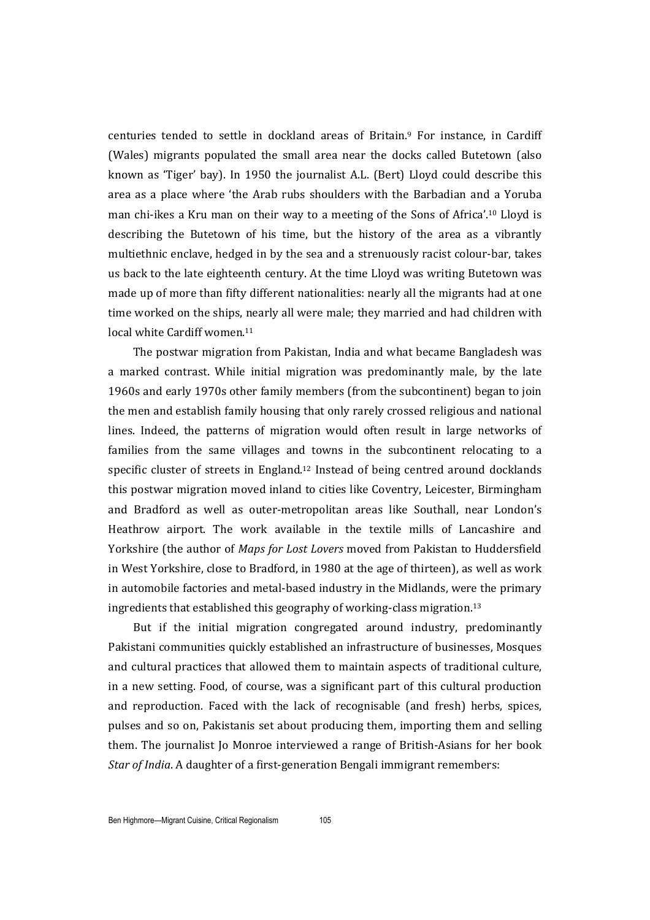centuries tended to settle in dockland areas of Britain.[9] For instance, in Cardiff (Wales) migrants populated the small area near the docks called Butetown (also known as 'Tiger' bay). In 1950 the journalist A.L. (Bert) Lloyd could describe this area as a place where 'the Arab rubs shoulders with the Barbadian and a Yoruba man chi-ikes a Kru man on their way to a meeting of the Sons of Africa'.[10] Lloyd is describing the Butetown of his time, but the history of the area as a vibrantly multiethnic enclave, hedged in by the sea and a strenuously racist colour-bar, takes us back to the late eighteenth century. At the time Lloyd was writing Butetown was made up of more than fifty different nationalities: nearly all the migrants had at one time worked on the ships, nearly all were male; they married and had children with local white Cardiff women.[11]

The postwar migration from Pakistan, India and what became Bangladesh was a marked contrast. While initial migration was predominantly male, by the late 1960s and early 1970s other family members (from the subcontinent) began to join the men and establish family housing that only rarely crossed religious and national lines. Indeed, the patterns of migration would often result in large networks of families from the same villages and towns in the subcontinent relocating to a specific cluster of streets in England.[12] Instead of being centred around docklands this postwar migration moved inland to cities like Coventry, Leicester, Birmingham and Bradford as well as outer-metropolitan areas like Southall, near London's Heathrow airport. The work available in the textile mills of Lancashire and Yorkshire (the author of *Maps for Lost Lovers* moved from Pakistan to Huddersfield in West Yorkshire, close to Bradford, in 1980 at the age of thirteen), as well as work in automobile factories and metal-based industry in the Midlands, were the primary ingredients that established this geography of working-class migration.[13]

But if the initial migration congregated around industry, predominantly Pakistani communities quickly established an infrastructure of businesses, Mosques and cultural practices that allowed them to maintain aspects of traditional culture, in a new setting. Food, of course, was a significant part of this cultural production and reproduction. Faced with the lack of recognisable (and fresh) herbs, spices, pulses and so on, Pakistanis set about producing them, importing them and selling them. The journalist Jo Monroe interviewed a range of British-Asians for her book *Star of India*. A daughter of a first-generation Bengali immigrant remembers: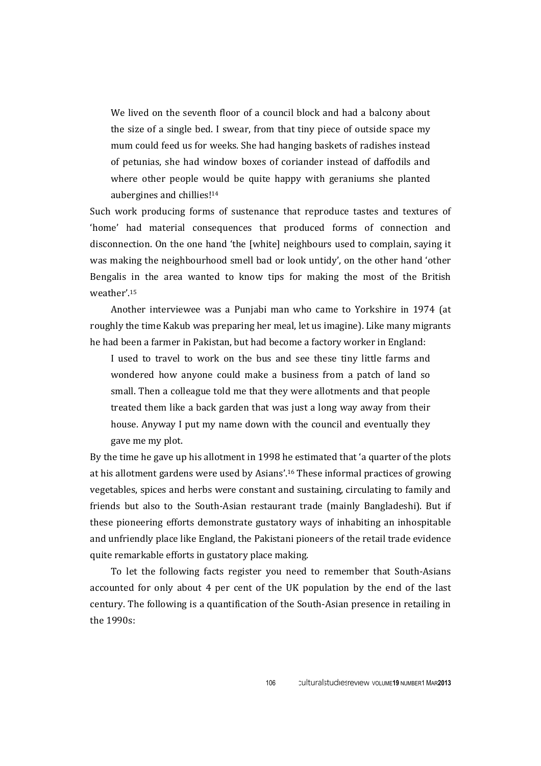> We lived on the seventh floor of a council block and had a balcony about the size of a single bed. I swear, from that tiny piece of outside space my mum could feed us for weeks. She had hanging baskets of radishes instead of petunias, she had window boxes of coriander instead of daffodils and where other people would be quite happy with geraniums she planted aubergines and chillies![14]

Such work producing forms of sustenance that reproduce tastes and textures of 'home' had material consequences that produced forms of connection and disconnection. On the one hand 'the [white] neighbours used to complain, saying it was making the neighbourhood smell bad or look untidy', on the other hand 'other Bengalis in the area wanted to know tips for making the most of the British weather'.[15]

Another interviewee was a Punjabi man who came to Yorkshire in 1974 (at roughly the time Kakub was preparing her meal, let us imagine). Like many migrants he had been a farmer in Pakistan, but had become a factory worker in England:

> I used to travel to work on the bus and see these tiny little farms and wondered how anyone could make a business from a patch of land so small. Then a colleague told me that they were allotments and that people treated them like a back garden that was just a long way away from their house. Anyway I put my name down with the council and eventually they gave me my plot.

By the time he gave up his allotment in 1998 he estimated that 'a quarter of the plots at his allotment gardens were used by Asians'.[16] These informal practices of growing vegetables, spices and herbs were constant and sustaining, circulating to family and friends but also to the South-Asian restaurant trade (mainly Bangladeshi). But if these pioneering efforts demonstrate gustatory ways of inhabiting an inhospitable and unfriendly place like England, the Pakistani pioneers of the retail trade evidence quite remarkable efforts in gustatory place making.

To let the following facts register you need to remember that South-Asians accounted for only about 4 per cent of the UK population by the end of the last century. The following is a quantification of the South-Asian presence in retailing in the 1990s: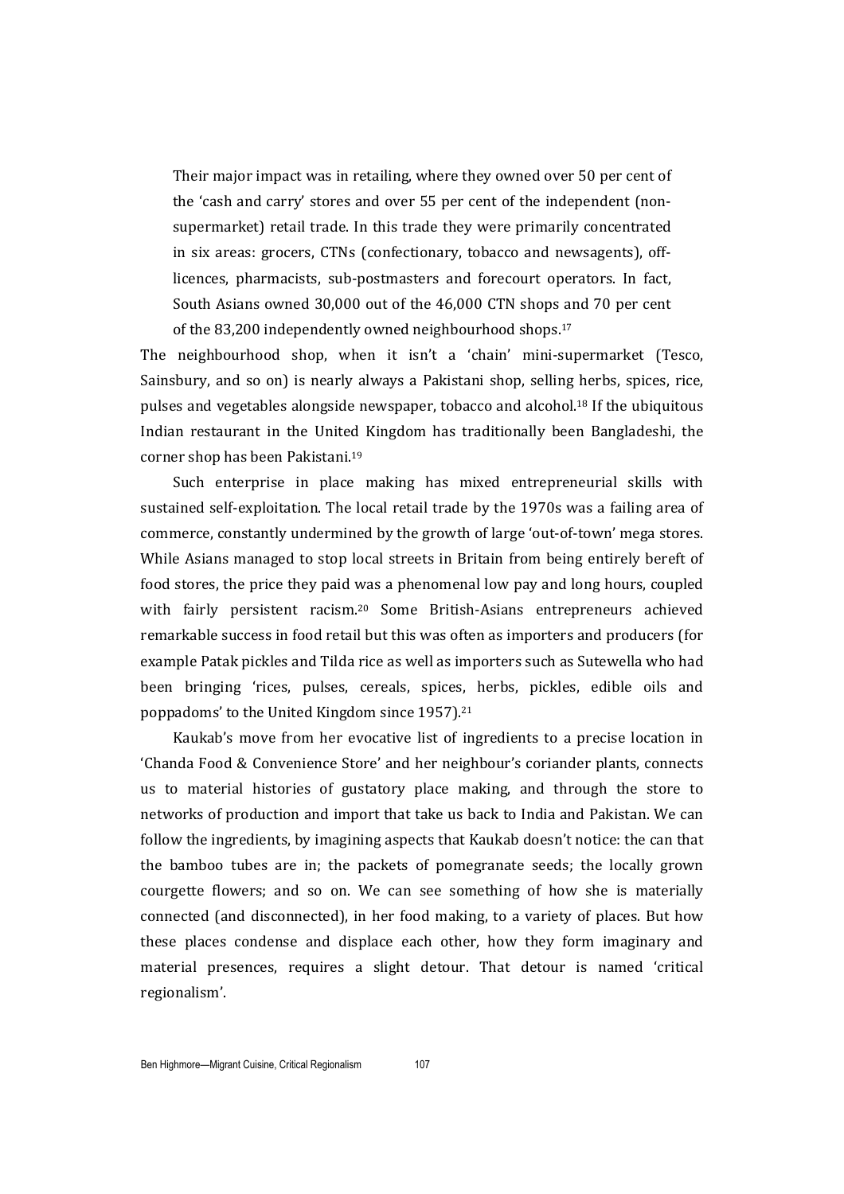> Their major impact was in retailing, where they owned over 50 per cent of the 'cash and carry' stores and over 55 per cent of the independent (non-supermarket) retail trade. In this trade they were primarily concentrated in six areas: grocers, CTNs (confectionary, tobacco and newsagents), off-licences, pharmacists, sub-postmasters and forecourt operators. In fact, South Asians owned 30,000 out of the 46,000 CTN shops and 70 per cent of the 83,200 independently owned neighbourhood shops.[17]

The neighbourhood shop, when it isn't a 'chain' mini-supermarket (Tesco, Sainsbury, and so on) is nearly always a Pakistani shop, selling herbs, spices, rice, pulses and vegetables alongside newspaper, tobacco and alcohol.[18] If the ubiquitous Indian restaurant in the United Kingdom has traditionally been Bangladeshi, the corner shop has been Pakistani.[19]

Such enterprise in place making has mixed entrepreneurial skills with sustained self-exploitation. The local retail trade by the 1970s was a failing area of commerce, constantly undermined by the growth of large 'out-of-town' mega stores. While Asians managed to stop local streets in Britain from being entirely bereft of food stores, the price they paid was a phenomenal low pay and long hours, coupled with fairly persistent racism.[20] Some British-Asians entrepreneurs achieved remarkable success in food retail but this was often as importers and producers (for example Patak pickles and Tilda rice as well as importers such as Sutewella who had been bringing 'rices, pulses, cereals, spices, herbs, pickles, edible oils and poppadoms' to the United Kingdom since 1957).[21]

Kaukab's move from her evocative list of ingredients to a precise location in 'Chanda Food & Convenience Store' and her neighbour's coriander plants, connects us to material histories of gustatory place making, and through the store to networks of production and import that take us back to India and Pakistan. We can follow the ingredients, by imagining aspects that Kaukab doesn't notice: the can that the bamboo tubes are in; the packets of pomegranate seeds; the locally grown courgette flowers; and so on. We can see something of how she is materially connected (and disconnected), in her food making, to a variety of places. But how these places condense and displace each other, how they form imaginary and material presences, requires a slight detour. That detour is named 'critical regionalism'.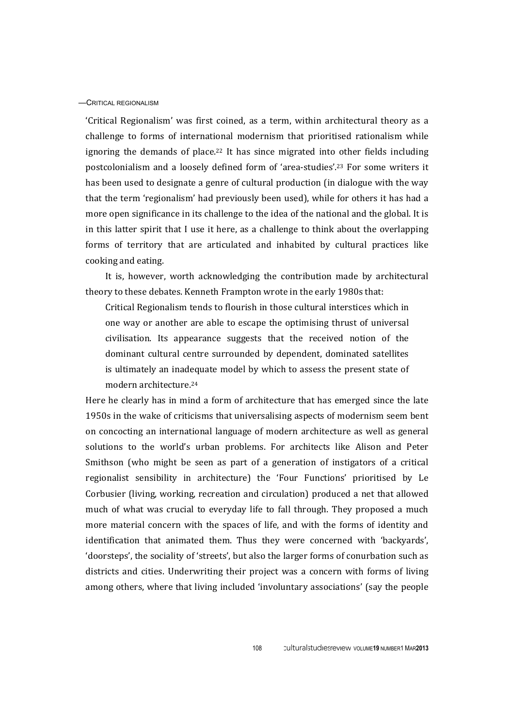## —CRITICAL REGIONALISM

'Critical Regionalism' was first coined, as a term, within architectural theory as a challenge to forms of international modernism that prioritised rationalism while ignoring the demands of place.[22] It has since migrated into other fields including postcolonialism and a loosely defined form of 'area-studies'.[23] For some writers it has been used to designate a genre of cultural production (in dialogue with the way that the term 'regionalism' had previously been used), while for others it has had a more open significance in its challenge to the idea of the national and the global. It is in this latter spirit that I use it here, as a challenge to think about the overlapping forms of territory that are articulated and inhabited by cultural practices like cooking and eating.

It is, however, worth acknowledging the contribution made by architectural theory to these debates. Kenneth Frampton wrote in the early 1980s that:

> Critical Regionalism tends to flourish in those cultural interstices which in one way or another are able to escape the optimising thrust of universal civilisation. Its appearance suggests that the received notion of the dominant cultural centre surrounded by dependent, dominated satellites is ultimately an inadequate model by which to assess the present state of modern architecture.[24]

Here he clearly has in mind a form of architecture that has emerged since the late 1950s in the wake of criticisms that universalising aspects of modernism seem bent on concocting an international language of modern architecture as well as general solutions to the world's urban problems. For architects like Alison and Peter Smithson (who might be seen as part of a generation of instigators of a critical regionalist sensibility in architecture) the 'Four Functions' prioritised by Le Corbusier (living, working, recreation and circulation) produced a net that allowed much of what was crucial to everyday life to fall through. They proposed a much more material concern with the spaces of life, and with the forms of identity and identification that animated them. Thus they were concerned with 'backyards', 'doorsteps', the sociality of 'streets', but also the larger forms of conurbation such as districts and cities. Underwriting their project was a concern with forms of living among others, where that living included 'involuntary associations' (say the people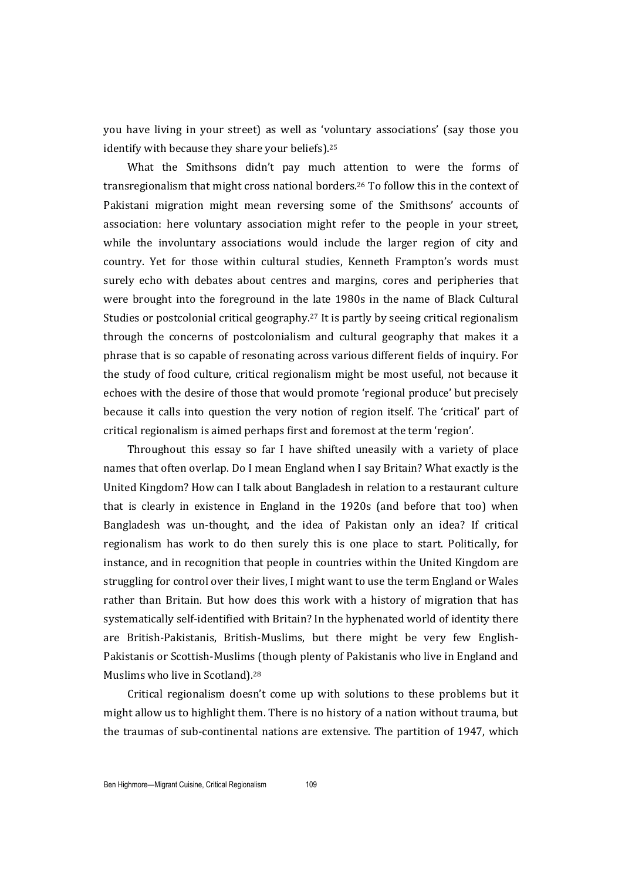you have living in your street) as well as 'voluntary associations' (say those you identify with because they share your beliefs).[25]

What the Smithsons didn't pay much attention to were the forms of transregionalism that might cross national borders.[26] To follow this in the context of Pakistani migration might mean reversing some of the Smithsons' accounts of association: here voluntary association might refer to the people in your street, while the involuntary associations would include the larger region of city and country. Yet for those within cultural studies, Kenneth Frampton's words must surely echo with debates about centres and margins, cores and peripheries that were brought into the foreground in the late 1980s in the name of Black Cultural Studies or postcolonial critical geography.[27] It is partly by seeing critical regionalism through the concerns of postcolonialism and cultural geography that makes it a phrase that is so capable of resonating across various different fields of inquiry. For the study of food culture, critical regionalism might be most useful, not because it echoes with the desire of those that would promote 'regional produce' but precisely because it calls into question the very notion of region itself. The 'critical' part of critical regionalism is aimed perhaps first and foremost at the term 'region'.

Throughout this essay so far I have shifted uneasily with a variety of place names that often overlap. Do I mean England when I say Britain? What exactly is the United Kingdom? How can I talk about Bangladesh in relation to a restaurant culture that is clearly in existence in England in the 1920s (and before that too) when Bangladesh was un-thought, and the idea of Pakistan only an idea? If critical regionalism has work to do then surely this is one place to start. Politically, for instance, and in recognition that people in countries within the United Kingdom are struggling for control over their lives, I might want to use the term England or Wales rather than Britain. But how does this work with a history of migration that has systematically self-identified with Britain? In the hyphenated world of identity there are British-Pakistanis, British-Muslims, but there might be very few English-Pakistanis or Scottish-Muslims (though plenty of Pakistanis who live in England and Muslims who live in Scotland).[28]

Critical regionalism doesn't come up with solutions to these problems but it might allow us to highlight them. There is no history of a nation without trauma, but the traumas of sub-continental nations are extensive. The partition of 1947, which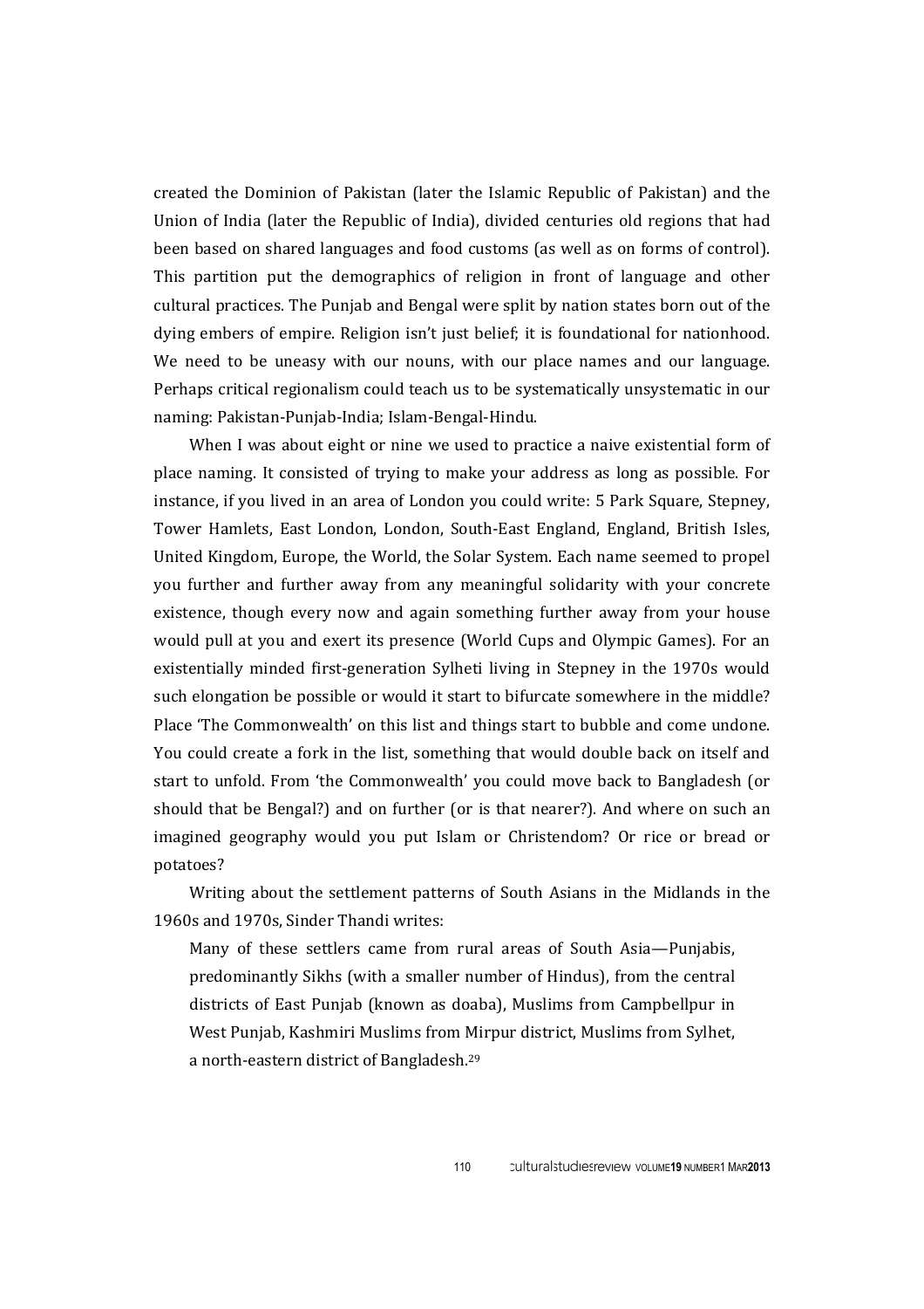created the Dominion of Pakistan (later the Islamic Republic of Pakistan) and the Union of India (later the Republic of India), divided centuries old regions that had been based on shared languages and food customs (as well as on forms of control). This partition put the demographics of religion in front of language and other cultural practices. The Punjab and Bengal were split by nation states born out of the dying embers of empire. Religion isn't just belief; it is foundational for nationhood. We need to be uneasy with our nouns, with our place names and our language. Perhaps critical regionalism could teach us to be systematically unsystematic in our naming: Pakistan-Punjab-India; Islam-Bengal-Hindu.

When I was about eight or nine we used to practice a naive existential form of place naming. It consisted of trying to make your address as long as possible. For instance, if you lived in an area of London you could write: 5 Park Square, Stepney, Tower Hamlets, East London, London, South-East England, England, British Isles, United Kingdom, Europe, the World, the Solar System. Each name seemed to propel you further and further away from any meaningful solidarity with your concrete existence, though every now and again something further away from your house would pull at you and exert its presence (World Cups and Olympic Games). For an existentially minded first-generation Sylheti living in Stepney in the 1970s would such elongation be possible or would it start to bifurcate somewhere in the middle? Place 'The Commonwealth' on this list and things start to bubble and come undone. You could create a fork in the list, something that would double back on itself and start to unfold. From 'the Commonwealth' you could move back to Bangladesh (or should that be Bengal?) and on further (or is that nearer?). And where on such an imagined geography would you put Islam or Christendom? Or rice or bread or potatoes?

Writing about the settlement patterns of South Asians in the Midlands in the 1960s and 1970s, Sinder Thandi writes:

> Many of these settlers came from rural areas of South Asia—Punjabis, predominantly Sikhs (with a smaller number of Hindus), from the central districts of East Punjab (known as doaba), Muslims from Campbellpur in West Punjab, Kashmiri Muslims from Mirpur district, Muslims from Sylhet, a north-eastern district of Bangladesh.[29]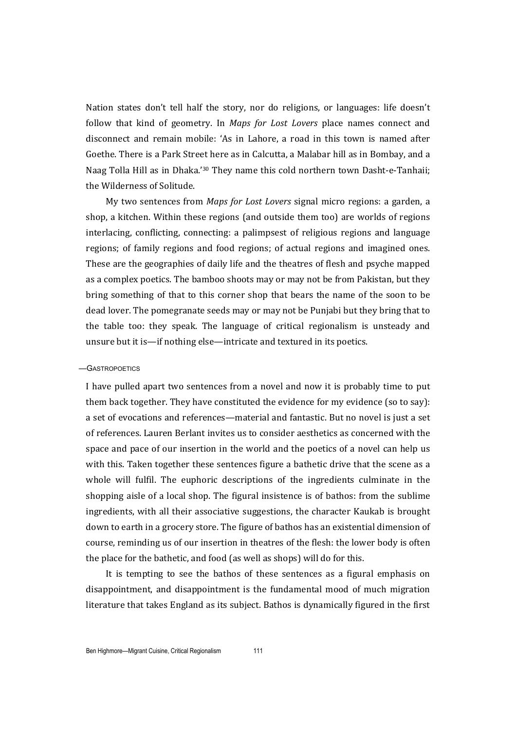Nation states don't tell half the story, nor do religions, or languages: life doesn't follow that kind of geometry. In *Maps for Lost Lovers* place names connect and disconnect and remain mobile: 'As in Lahore, a road in this town is named after Goethe. There is a Park Street here as in Calcutta, a Malabar hill as in Bombay, and a Naag Tolla Hill as in Dhaka.'[30] They name this cold northern town Dasht-e-Tanhaii; the Wilderness of Solitude.

My two sentences from *Maps for Lost Lovers* signal micro regions: a garden, a shop, a kitchen. Within these regions (and outside them too) are worlds of regions interlacing, conflicting, connecting: a palimpsest of religious regions and language regions; of family regions and food regions; of actual regions and imagined ones. These are the geographies of daily life and the theatres of flesh and psyche mapped as a complex poetics. The bamboo shoots may or may not be from Pakistan, but they bring something of that to this corner shop that bears the name of the soon to be dead lover. The pomegranate seeds may or may not be Punjabi but they bring that to the table too: they speak. The language of critical regionalism is unsteady and unsure but it is—if nothing else—intricate and textured in its poetics.

## —Gastropoetics

I have pulled apart two sentences from a novel and now it is probably time to put them back together. They have constituted the evidence for my evidence (so to say): a set of evocations and references—material and fantastic. But no novel is just a set of references. Lauren Berlant invites us to consider aesthetics as concerned with the space and pace of our insertion in the world and the poetics of a novel can help us with this. Taken together these sentences figure a bathetic drive that the scene as a whole will fulfil. The euphoric descriptions of the ingredients culminate in the shopping aisle of a local shop. The figural insistence is of bathos: from the sublime ingredients, with all their associative suggestions, the character Kaukab is brought down to earth in a grocery store. The figure of bathos has an existential dimension of course, reminding us of our insertion in theatres of the flesh: the lower body is often the place for the bathetic, and food (as well as shops) will do for this.

It is tempting to see the bathos of these sentences as a figural emphasis on disappointment, and disappointment is the fundamental mood of much migration literature that takes England as its subject. Bathos is dynamically figured in the first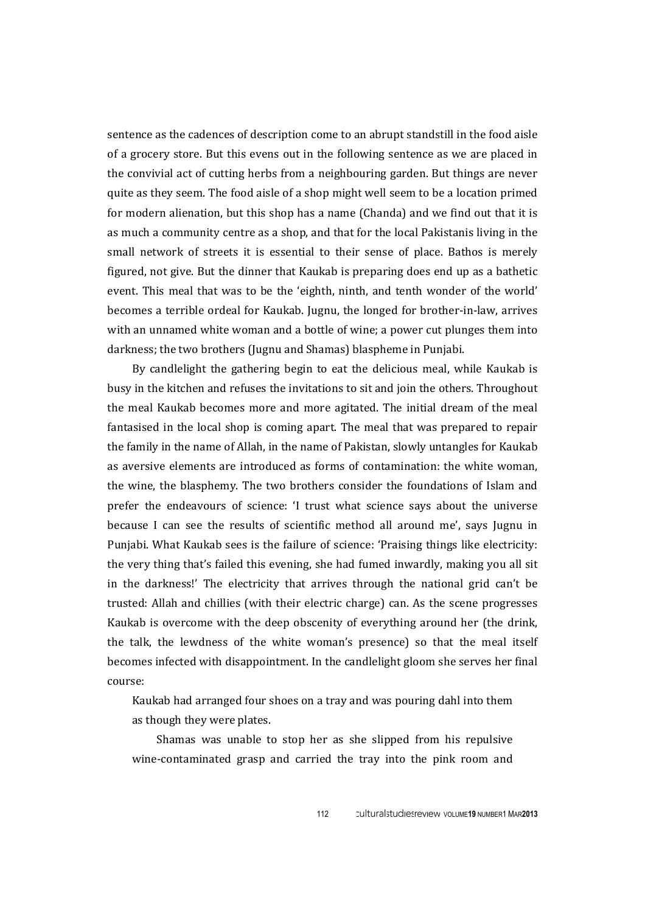sentence as the cadences of description come to an abrupt standstill in the food aisle of a grocery store. But this evens out in the following sentence as we are placed in the convivial act of cutting herbs from a neighbouring garden. But things are never quite as they seem. The food aisle of a shop might well seem to be a location primed for modern alienation, but this shop has a name (Chanda) and we find out that it is as much a community centre as a shop, and that for the local Pakistanis living in the small network of streets it is essential to their sense of place. Bathos is merely figured, not give. But the dinner that Kaukab is preparing does end up as a bathetic event. This meal that was to be the 'eighth, ninth, and tenth wonder of the world' becomes a terrible ordeal for Kaukab. Jugnu, the longed for brother-in-law, arrives with an unnamed white woman and a bottle of wine; a power cut plunges them into darkness; the two brothers (Jugnu and Shamas) blaspheme in Punjabi.

By candlelight the gathering begin to eat the delicious meal, while Kaukab is busy in the kitchen and refuses the invitations to sit and join the others. Throughout the meal Kaukab becomes more and more agitated. The initial dream of the meal fantasised in the local shop is coming apart. The meal that was prepared to repair the family in the name of Allah, in the name of Pakistan, slowly untangles for Kaukab as aversive elements are introduced as forms of contamination: the white woman, the wine, the blasphemy. The two brothers consider the foundations of Islam and prefer the endeavours of science: 'I trust what science says about the universe because I can see the results of scientific method all around me', says Jugnu in Punjabi. What Kaukab sees is the failure of science: 'Praising things like electricity: the very thing that's failed this evening, she had fumed inwardly, making you all sit in the darkness!' The electricity that arrives through the national grid can't be trusted: Allah and chillies (with their electric charge) can. As the scene progresses Kaukab is overcome with the deep obscenity of everything around her (the drink, the talk, the lewdness of the white woman's presence) so that the meal itself becomes infected with disappointment. In the candlelight gloom she serves her final course:

> Kaukab had arranged four shoes on a tray and was pouring dahl into them as though they were plates.
>
> Shamas was unable to stop her as she slipped from his repulsive wine-contaminated grasp and carried the tray into the pink room and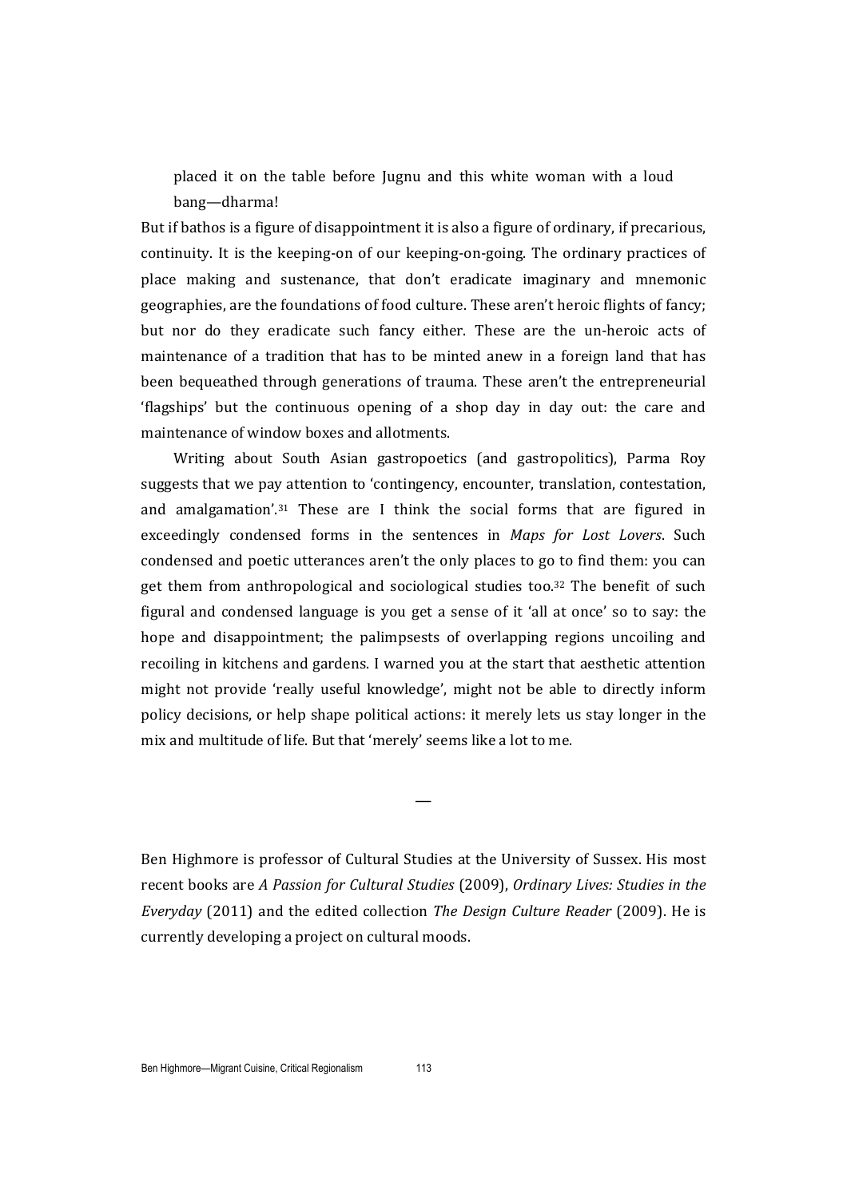> placed it on the table before Jugnu and this white woman with a loud bang—dharma!

But if bathos is a figure of disappointment it is also a figure of ordinary, if precarious, continuity. It is the keeping-on of our keeping-on-going. The ordinary practices of place making and sustenance, that don't eradicate imaginary and mnemonic geographies, are the foundations of food culture. These aren't heroic flights of fancy; but nor do they eradicate such fancy either. These are the un-heroic acts of maintenance of a tradition that has to be minted anew in a foreign land that has been bequeathed through generations of trauma. These aren't the entrepreneurial 'flagships' but the continuous opening of a shop day in day out: the care and maintenance of window boxes and allotments.

Writing about South Asian gastropoetics (and gastropolitics), Parma Roy suggests that we pay attention to 'contingency, encounter, translation, contestation, and amalgamation'.[31] These are I think the social forms that are figured in exceedingly condensed forms in the sentences in *Maps for Lost Lovers*. Such condensed and poetic utterances aren't the only places to go to find them: you can get them from anthropological and sociological studies too.[32] The benefit of such figural and condensed language is you get a sense of it 'all at once' so to say: the hope and disappointment; the palimpsests of overlapping regions uncoiling and recoiling in kitchens and gardens. I warned you at the start that aesthetic attention might not provide 'really useful knowledge', might not be able to directly inform policy decisions, or help shape political actions: it merely lets us stay longer in the mix and multitude of life. But that 'merely' seems like a lot to me.

—

Ben Highmore is professor of Cultural Studies at the University of Sussex. His most recent books are *A Passion for Cultural Studies* (2009), *Ordinary Lives: Studies in the Everyday* (2011) and the edited collection *The Design Culture Reader* (2009). He is currently developing a project on cultural moods.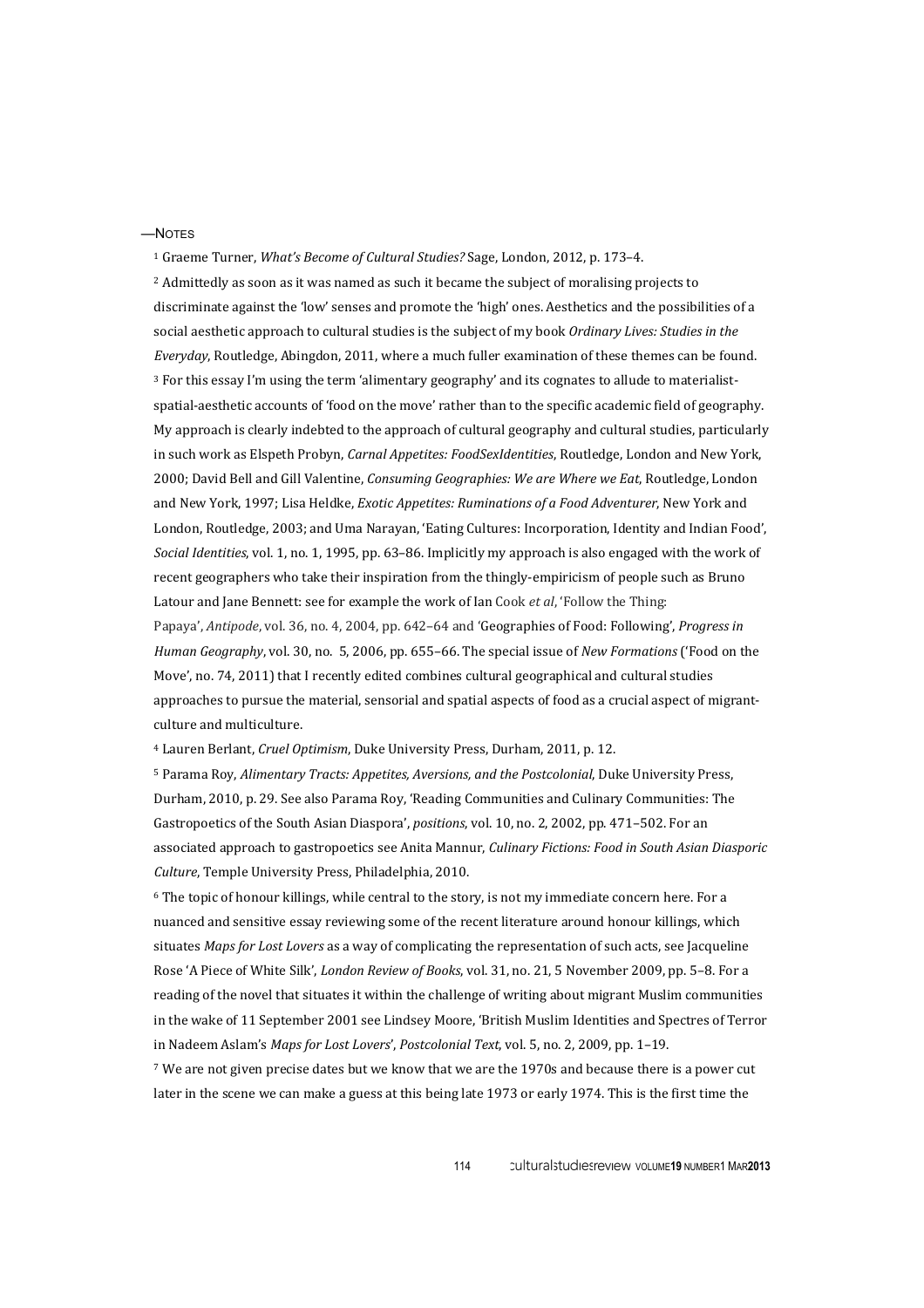—NOTES

[1] Graeme Turner, *What's Become of Cultural Studies?* Sage, London, 2012, p. 173–4.

[2] Admittedly as soon as it was named as such it became the subject of moralising projects to discriminate against the 'low' senses and promote the 'high' ones. Aesthetics and the possibilities of a social aesthetic approach to cultural studies is the subject of my book *Ordinary Lives: Studies in the Everyday*, Routledge, Abingdon, 2011, where a much fuller examination of these themes can be found.

[3] For this essay I'm using the term 'alimentary geography' and its cognates to allude to materialist-spatial-aesthetic accounts of 'food on the move' rather than to the specific academic field of geography. My approach is clearly indebted to the approach of cultural geography and cultural studies, particularly in such work as Elspeth Probyn, *Carnal Appetites: FoodSexIdentities*, Routledge, London and New York, 2000; David Bell and Gill Valentine, *Consuming Geographies: We are Where we Eat*, Routledge, London and New York, 1997; Lisa Heldke, *Exotic Appetites: Ruminations of a Food Adventurer*, New York and London, Routledge, 2003; and Uma Narayan, 'Eating Cultures: Incorporation, Identity and Indian Food', *Social Identities*, vol. 1, no. 1, 1995, pp. 63–86. Implicitly my approach is also engaged with the work of recent geographers who take their inspiration from the thingly-empiricism of people such as Bruno Latour and Jane Bennett: see for example the work of Ian Cook *et al*, 'Follow the Thing: Papaya', *Antipode*, vol. 36, no. 4, 2004, pp. 642–64 and 'Geographies of Food: Following', *Progress in Human Geography*, vol. 30, no. 5, 2006, pp. 655–66. The special issue of *New Formations* ('Food on the Move', no. 74, 2011) that I recently edited combines cultural geographical and cultural studies approaches to pursue the material, sensorial and spatial aspects of food as a crucial aspect of migrant-culture and multiculture.

[4] Lauren Berlant, *Cruel Optimism*, Duke University Press, Durham, 2011, p. 12.

[5] Parama Roy, *Alimentary Tracts: Appetites, Aversions, and the Postcolonial*, Duke University Press, Durham, 2010, p. 29. See also Parama Roy, 'Reading Communities and Culinary Communities: The Gastropoetics of the South Asian Diaspora', *positions*, vol. 10, no. 2, 2002, pp. 471–502. For an associated approach to gastropoetics see Anita Mannur, *Culinary Fictions: Food in South Asian Diasporic Culture*, Temple University Press, Philadelphia, 2010.

[6] The topic of honour killings, while central to the story, is not my immediate concern here. For a nuanced and sensitive essay reviewing some of the recent literature around honour killings, which situates *Maps for Lost Lovers* as a way of complicating the representation of such acts, see Jacqueline Rose 'A Piece of White Silk', *London Review of Books*, vol. 31, no. 21, 5 November 2009, pp. 5–8. For a reading of the novel that situates it within the challenge of writing about migrant Muslim communities in the wake of 11 September 2001 see Lindsey Moore, 'British Muslim Identities and Spectres of Terror in Nadeem Aslam's *Maps for Lost Lovers*', *Postcolonial Text*, vol. 5, no. 2, 2009, pp. 1–19.

[7] We are not given precise dates but we know that we are the 1970s and because there is a power cut later in the scene we can make a guess at this being late 1973 or early 1974. This is the first time the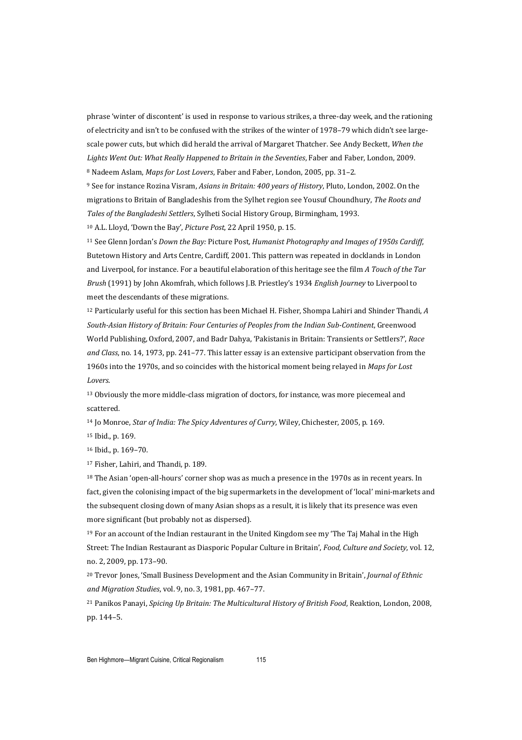phrase 'winter of discontent' is used in response to various strikes, a three-day week, and the rationing of electricity and isn't to be confused with the strikes of the winter of 1978–79 which didn't see large-scale power cuts, but which did herald the arrival of Margaret Thatcher. See Andy Beckett, *When the Lights Went Out: What Really Happened to Britain in the Seventies*, Faber and Faber, London, 2009.

[8] Nadeem Aslam, *Maps for Lost Lovers*, Faber and Faber, London, 2005, pp. 31–2.

[9] See for instance Rozina Visram, *Asians in Britain: 400 years of History*, Pluto, London, 2002. On the migrations to Britain of Bangladeshis from the Sylhet region see Yousuf Choundhury, *The Roots and Tales of the Bangladeshi Settlers*, Sylheti Social History Group, Birmingham, 1993.

[10] A.L. Lloyd, 'Down the Bay', *Picture Post*, 22 April 1950, p. 15.

[11] See Glenn Jordan's *Down the Bay:* Picture Post*, Humanist Photography and Images of 1950s Cardiff*, Butetown History and Arts Centre, Cardiff, 2001. This pattern was repeated in docklands in London and Liverpool, for instance. For a beautiful elaboration of this heritage see the film *A Touch of the Tar Brush* (1991) by John Akomfrah, which follows J.B. Priestley's 1934 *English Journey* to Liverpool to meet the descendants of these migrations.

[12] Particularly useful for this section has been Michael H. Fisher, Shompa Lahiri and Shinder Thandi, *A South-Asian History of Britain: Four Centuries of Peoples from the Indian Sub-Continent*, Greenwood World Publishing, Oxford, 2007, and Badr Dahya, 'Pakistanis in Britain: Transients or Settlers?', *Race and Class*, no. 14, 1973, pp. 241–77. This latter essay is an extensive participant observation from the 1960s into the 1970s, and so coincides with the historical moment being relayed in *Maps for Lost Lovers*.

[13] Obviously the more middle-class migration of doctors, for instance, was more piecemeal and scattered.

[14] Jo Monroe, *Star of India: The Spicy Adventures of Curry*, Wiley, Chichester, 2005, p. 169.

[15] Ibid., p. 169.

[16] Ibid., p. 169–70.

[17] Fisher, Lahiri, and Thandi, p. 189.

[18] The Asian 'open-all-hours' corner shop was as much a presence in the 1970s as in recent years. In fact, given the colonising impact of the big supermarkets in the development of 'local' mini-markets and the subsequent closing down of many Asian shops as a result, it is likely that its presence was even more significant (but probably not as dispersed).

[19] For an account of the Indian restaurant in the United Kingdom see my 'The Taj Mahal in the High Street: The Indian Restaurant as Diasporic Popular Culture in Britain', *Food, Culture and Society*, vol. 12, no. 2, 2009, pp. 173–90.

[20] Trevor Jones, 'Small Business Development and the Asian Community in Britain', *Journal of Ethnic and Migration Studies*, vol. 9, no. 3, 1981, pp. 467–77.

[21] Panikos Panayi, *Spicing Up Britain: The Multicultural History of British Food*, Reaktion, London, 2008, pp. 144–5.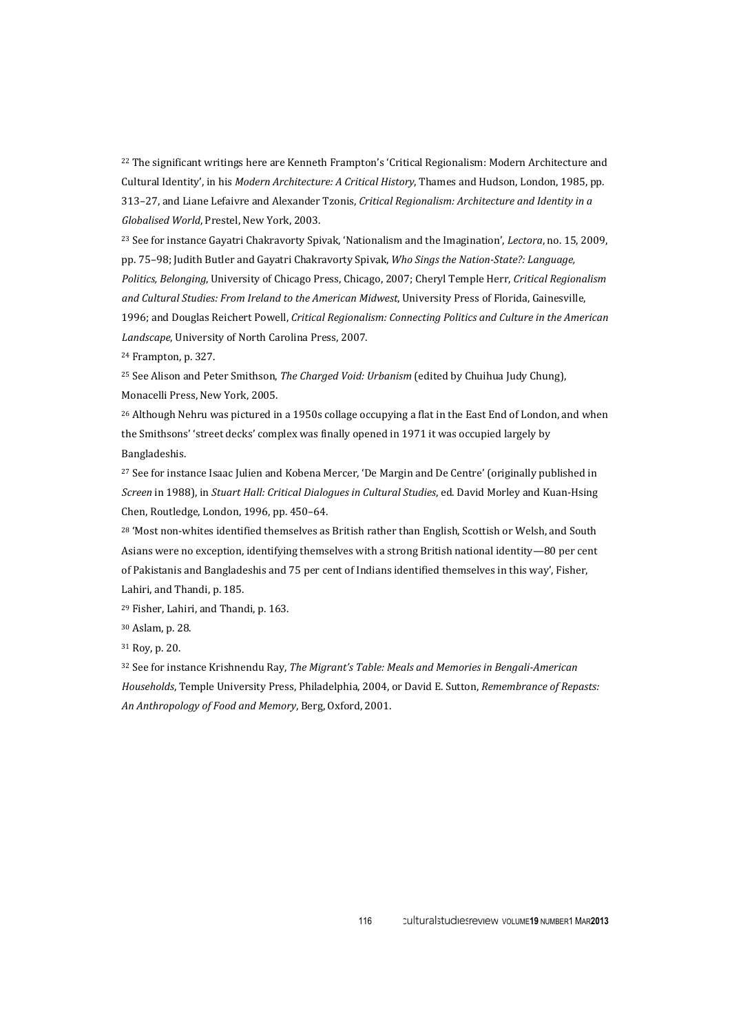[22] The significant writings here are Kenneth Frampton's 'Critical Regionalism: Modern Architecture and Cultural Identity', in his *Modern Architecture: A Critical History*, Thames and Hudson, London, 1985, pp. 313–27, and Liane Lefaivre and Alexander Tzonis, *Critical Regionalism: Architecture and Identity in a Globalised World*, Prestel, New York, 2003.

[23] See for instance Gayatri Chakravorty Spivak, 'Nationalism and the Imagination', *Lectora*, no. 15, 2009, pp. 75–98; Judith Butler and Gayatri Chakravorty Spivak, *Who Sings the Nation-State?: Language, Politics, Belonging*, University of Chicago Press, Chicago, 2007; Cheryl Temple Herr, *Critical Regionalism and Cultural Studies: From Ireland to the American Midwest*, University Press of Florida, Gainesville, 1996; and Douglas Reichert Powell, *Critical Regionalism: Connecting Politics and Culture in the American Landscape*, University of North Carolina Press, 2007.

[24] Frampton, p. 327.

[25] See Alison and Peter Smithson, *The Charged Void: Urbanism* (edited by Chuihua Judy Chung), Monacelli Press, New York, 2005.

[26] Although Nehru was pictured in a 1950s collage occupying a flat in the East End of London, and when the Smithsons' 'street decks' complex was finally opened in 1971 it was occupied largely by Bangladeshis.

[27] See for instance Isaac Julien and Kobena Mercer, 'De Margin and De Centre' (originally published in *Screen* in 1988), in *Stuart Hall: Critical Dialogues in Cultural Studies*, ed. David Morley and Kuan-Hsing Chen, Routledge, London, 1996, pp. 450–64.

[28] 'Most non-whites identified themselves as British rather than English, Scottish or Welsh, and South Asians were no exception, identifying themselves with a strong British national identity—80 per cent of Pakistanis and Bangladeshis and 75 per cent of Indians identified themselves in this way', Fisher, Lahiri, and Thandi, p. 185.

[29] Fisher, Lahiri, and Thandi, p. 163.

[30] Aslam, p. 28.

[31] Roy, p. 20.

[32] See for instance Krishnendu Ray, *The Migrant's Table: Meals and Memories in Bengali-American Households*, Temple University Press, Philadelphia, 2004, or David E. Sutton, *Remembrance of Repasts: An Anthropology of Food and Memory*, Berg, Oxford, 2001.